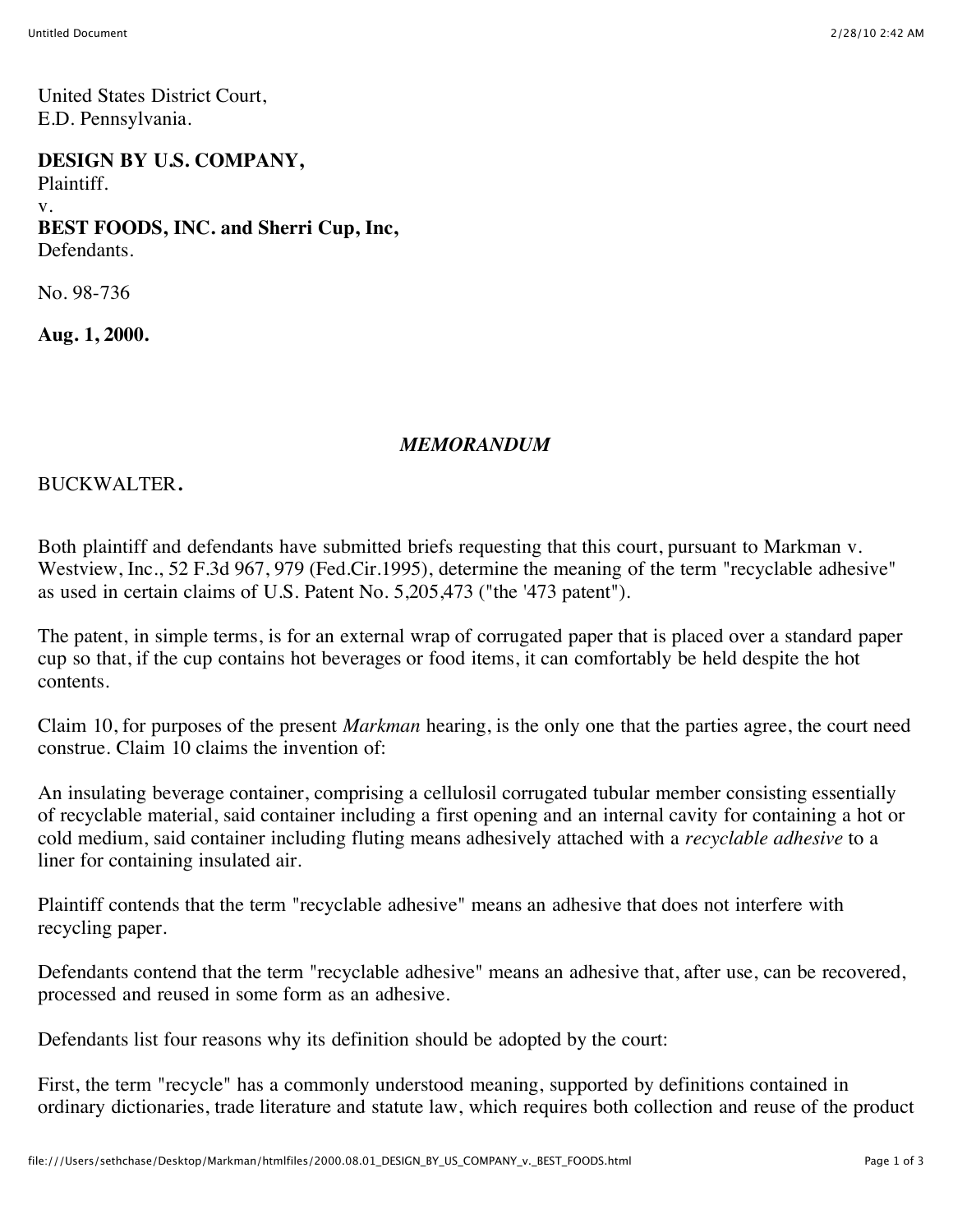United States District Court,
E.D. Pennsylvania.

**DESIGN BY U.S. COMPANY,**
Plaintiff.
v.
**BEST FOODS, INC. and Sherri Cup, Inc,**
Defendants.

No. 98-736

**Aug. 1, 2000.**

*MEMORANDUM*

BUCKWALTER.

Both plaintiff and defendants have submitted briefs requesting that this court, pursuant to Markman v. Westview, Inc., 52 F.3d 967, 979 (Fed.Cir.1995), determine the meaning of the term "recyclable adhesive" as used in certain claims of U.S. Patent No. 5,205,473 ("the '473 patent").

The patent, in simple terms, is for an external wrap of corrugated paper that is placed over a standard paper cup so that, if the cup contains hot beverages or food items, it can comfortably be held despite the hot contents.

Claim 10, for purposes of the present *Markman* hearing, is the only one that the parties agree, the court need construe. Claim 10 claims the invention of:

An insulating beverage container, comprising a cellulosil corrugated tubular member consisting essentially of recyclable material, said container including a first opening and an internal cavity for containing a hot or cold medium, said container including fluting means adhesively attached with a *recyclable adhesive* to a liner for containing insulated air.

Plaintiff contends that the term "recyclable adhesive" means an adhesive that does not interfere with recycling paper.

Defendants contend that the term "recyclable adhesive" means an adhesive that, after use, can be recovered, processed and reused in some form as an adhesive.

Defendants list four reasons why its definition should be adopted by the court:

First, the term "recycle" has a commonly understood meaning, supported by definitions contained in ordinary dictionaries, trade literature and statute law, which requires both collection and reuse of the product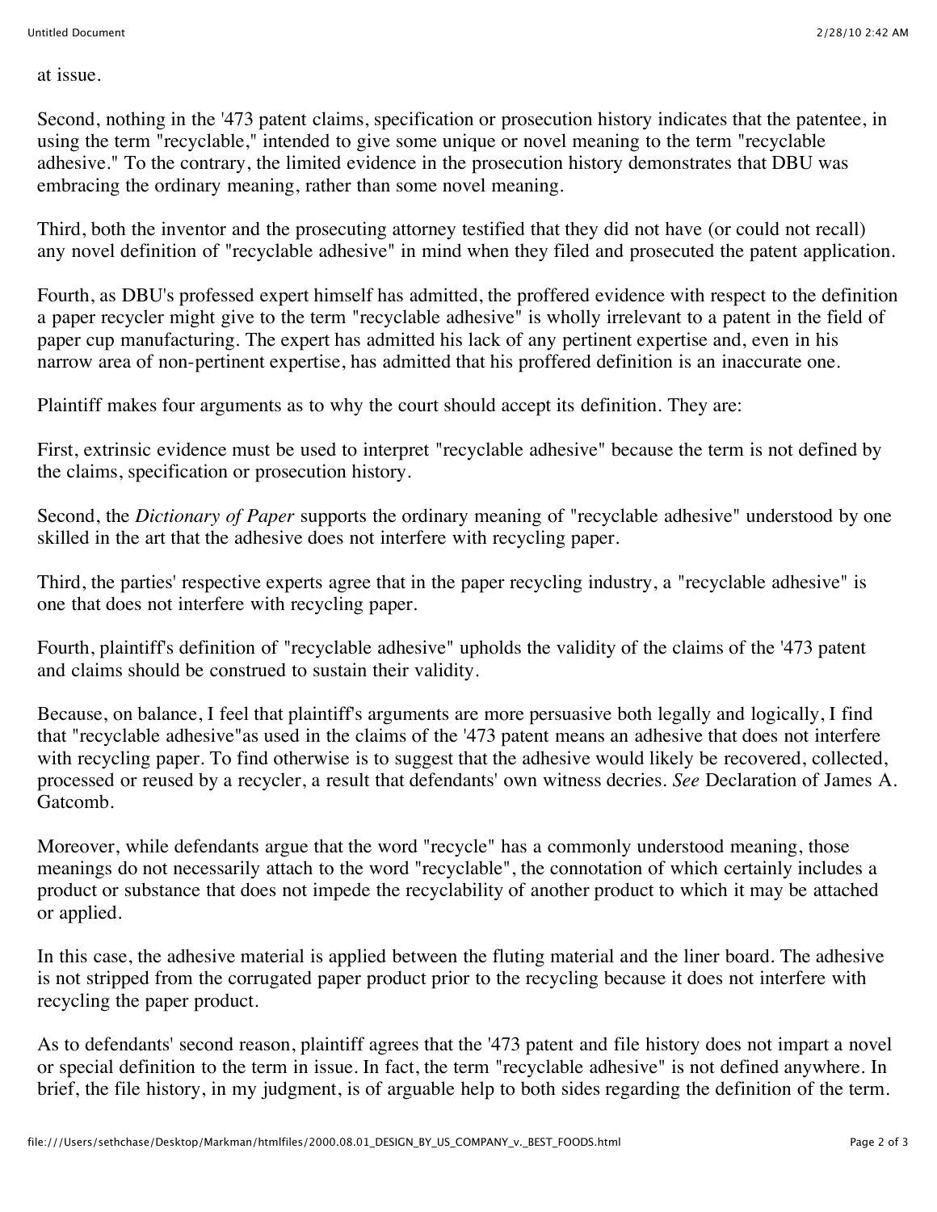at issue.

Second, nothing in the '473 patent claims, specification or prosecution history indicates that the patentee, in using the term "recyclable," intended to give some unique or novel meaning to the term "recyclable adhesive." To the contrary, the limited evidence in the prosecution history demonstrates that DBU was embracing the ordinary meaning, rather than some novel meaning.

Third, both the inventor and the prosecuting attorney testified that they did not have (or could not recall) any novel definition of "recyclable adhesive" in mind when they filed and prosecuted the patent application.

Fourth, as DBU's professed expert himself has admitted, the proffered evidence with respect to the definition a paper recycler might give to the term "recyclable adhesive" is wholly irrelevant to a patent in the field of paper cup manufacturing. The expert has admitted his lack of any pertinent expertise and, even in his narrow area of non-pertinent expertise, has admitted that his proffered definition is an inaccurate one.

Plaintiff makes four arguments as to why the court should accept its definition. They are:

First, extrinsic evidence must be used to interpret "recyclable adhesive" because the term is not defined by the claims, specification or prosecution history.

Second, the *Dictionary of Paper* supports the ordinary meaning of "recyclable adhesive" understood by one skilled in the art that the adhesive does not interfere with recycling paper.

Third, the parties' respective experts agree that in the paper recycling industry, a "recyclable adhesive" is one that does not interfere with recycling paper.

Fourth, plaintiff's definition of "recyclable adhesive" upholds the validity of the claims of the '473 patent and claims should be construed to sustain their validity.

Because, on balance, I feel that plaintiff's arguments are more persuasive both legally and logically, I find that "recyclable adhesive"as used in the claims of the '473 patent means an adhesive that does not interfere with recycling paper. To find otherwise is to suggest that the adhesive would likely be recovered, collected, processed or reused by a recycler, a result that defendants' own witness decries. *See* Declaration of James A. Gatcomb.

Moreover, while defendants argue that the word "recycle" has a commonly understood meaning, those meanings do not necessarily attach to the word "recyclable", the connotation of which certainly includes a product or substance that does not impede the recyclability of another product to which it may be attached or applied.

In this case, the adhesive material is applied between the fluting material and the liner board. The adhesive is not stripped from the corrugated paper product prior to the recycling because it does not interfere with recycling the paper product.

As to defendants' second reason, plaintiff agrees that the '473 patent and file history does not impart a novel or special definition to the term in issue. In fact, the term "recyclable adhesive" is not defined anywhere. In brief, the file history, in my judgment, is of arguable help to both sides regarding the definition of the term.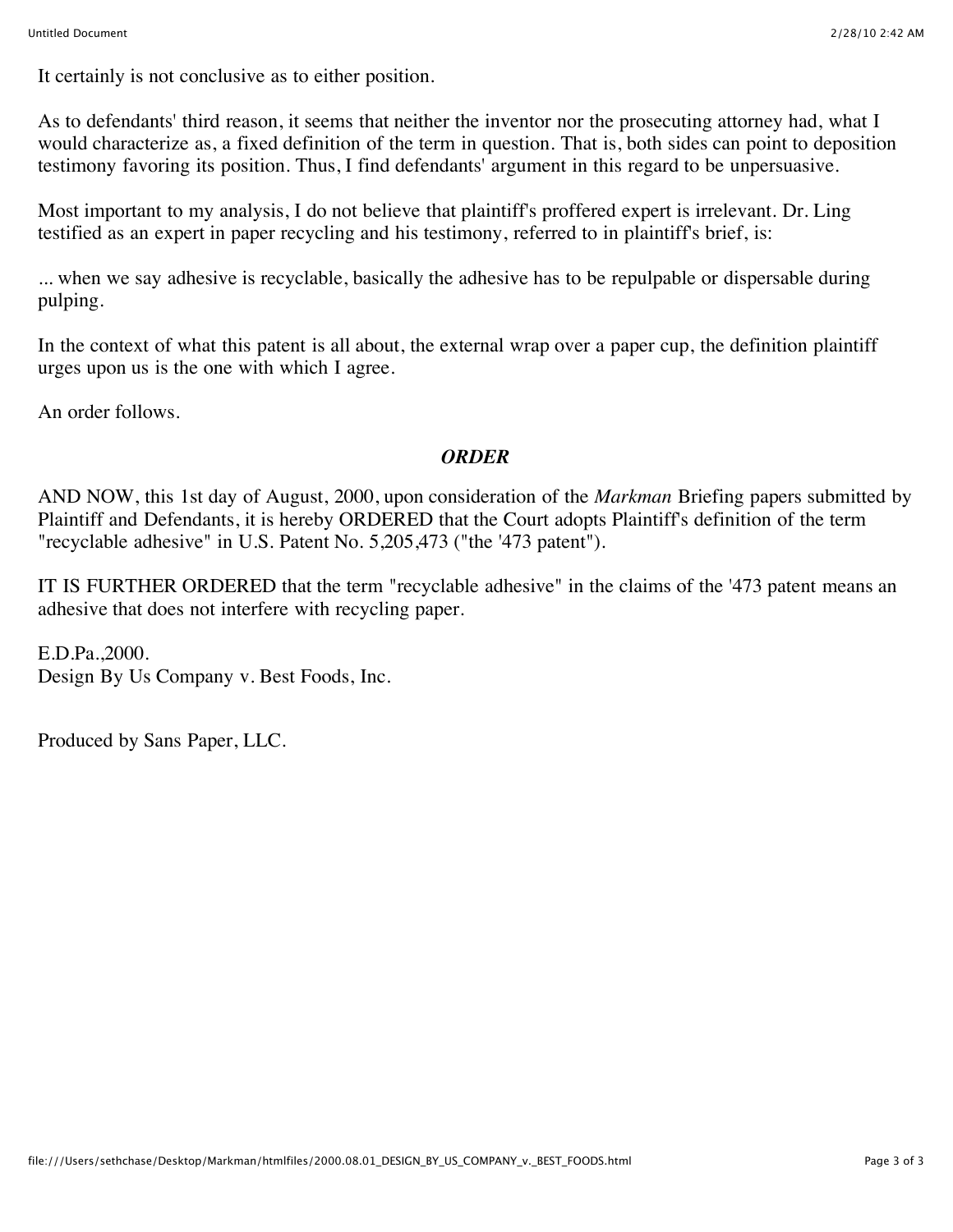It certainly is not conclusive as to either position.

As to defendants' third reason, it seems that neither the inventor nor the prosecuting attorney had, what I would characterize as, a fixed definition of the term in question. That is, both sides can point to deposition testimony favoring its position. Thus, I find defendants' argument in this regard to be unpersuasive.

Most important to my analysis, I do not believe that plaintiff's proffered expert is irrelevant. Dr. Ling testified as an expert in paper recycling and his testimony, referred to in plaintiff's brief, is:

... when we say adhesive is recyclable, basically the adhesive has to be repulpable or dispersable during pulping.

In the context of what this patent is all about, the external wrap over a paper cup, the definition plaintiff urges upon us is the one with which I agree.

An order follows.

## ***ORDER***

AND NOW, this 1st day of August, 2000, upon consideration of the *Markman* Briefing papers submitted by Plaintiff and Defendants, it is hereby ORDERED that the Court adopts Plaintiff's definition of the term "recyclable adhesive" in U.S. Patent No. 5,205,473 ("the '473 patent").

IT IS FURTHER ORDERED that the term "recyclable adhesive" in the claims of the '473 patent means an adhesive that does not interfere with recycling paper.

E.D.Pa.,2000.
Design By Us Company v. Best Foods, Inc.

Produced by Sans Paper, LLC.